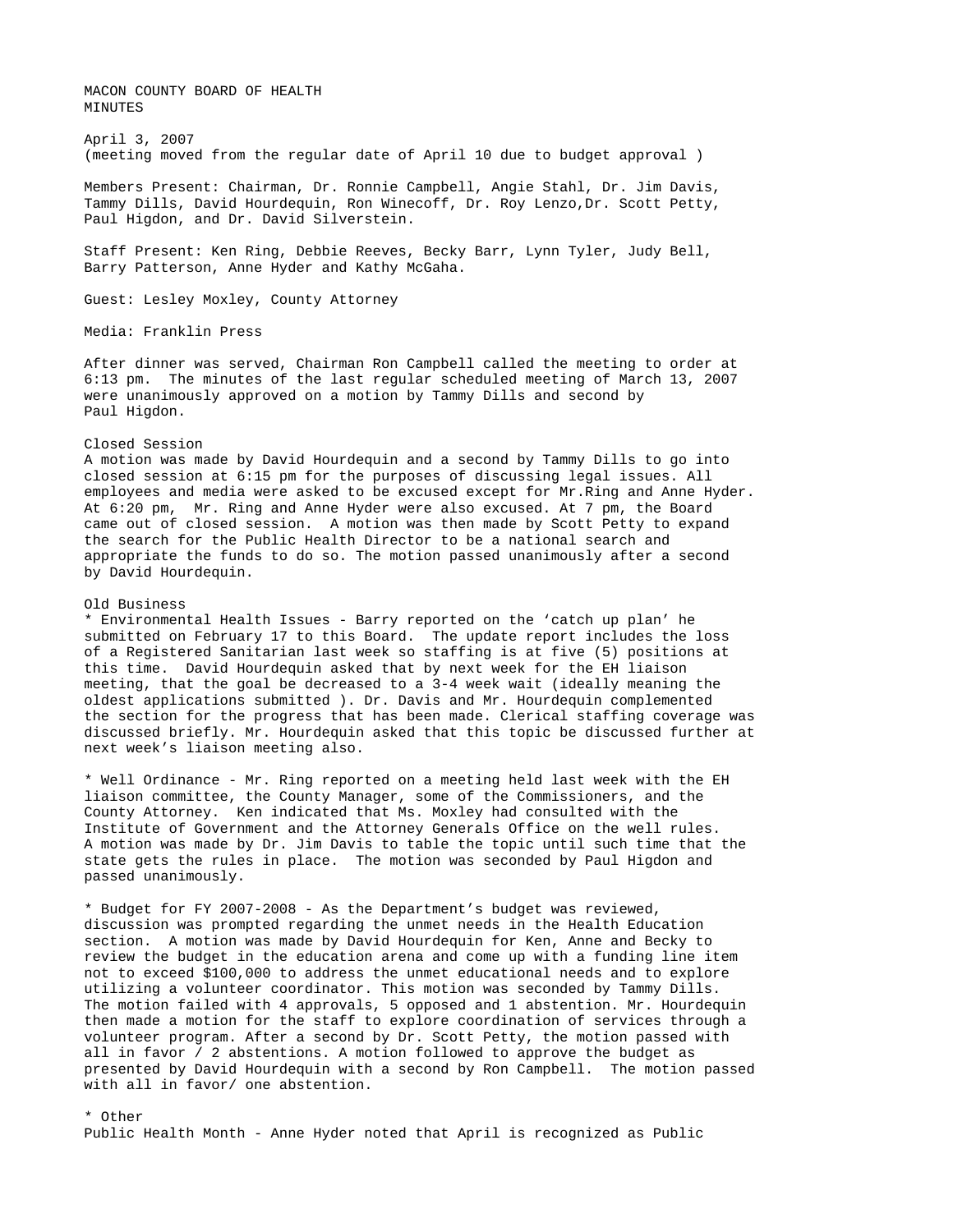# MACON COUNTY BOARD OF HEALTH
## MINUTES

April 3, 2007
(meeting moved from the regular date of April 10 due to budget approval )

Members Present: Chairman, Dr. Ronnie Campbell, Angie Stahl, Dr. Jim Davis, Tammy Dills, David Hourdequin, Ron Winecoff, Dr. Roy Lenzo,Dr. Scott Petty, Paul Higdon, and Dr. David Silverstein.

Staff Present: Ken Ring, Debbie Reeves, Becky Barr, Lynn Tyler, Judy Bell, Barry Patterson, Anne Hyder and Kathy McGaha.

Guest: Lesley Moxley, County Attorney

Media: Franklin Press

After dinner was served, Chairman Ron Campbell called the meeting to order at 6:13 pm. The minutes of the last regular scheduled meeting of March 13, 2007 were unanimously approved on a motion by Tammy Dills and second by Paul Higdon.

### Closed Session

A motion was made by David Hourdequin and a second by Tammy Dills to go into closed session at 6:15 pm for the purposes of discussing legal issues. All employees and media were asked to be excused except for Mr.Ring and Anne Hyder. At 6:20 pm, Mr. Ring and Anne Hyder were also excused. At 7 pm, the Board came out of closed session. A motion was then made by Scott Petty to expand the search for the Public Health Director to be a national search and appropriate the funds to do so. The motion passed unanimously after a second by David Hourdequin.

### Old Business

* Environmental Health Issues - Barry reported on the 'catch up plan' he submitted on February 17 to this Board. The update report includes the loss of a Registered Sanitarian last week so staffing is at five (5) positions at this time. David Hourdequin asked that by next week for the EH liaison meeting, that the goal be decreased to a 3-4 week wait (ideally meaning the oldest applications submitted ). Dr. Davis and Mr. Hourdequin complemented the section for the progress that has been made. Clerical staffing coverage was discussed briefly. Mr. Hourdequin asked that this topic be discussed further at next week's liaison meeting also.

* Well Ordinance - Mr. Ring reported on a meeting held last week with the EH liaison committee, the County Manager, some of the Commissioners, and the County Attorney. Ken indicated that Ms. Moxley had consulted with the Institute of Government and the Attorney Generals Office on the well rules. A motion was made by Dr. Jim Davis to table the topic until such time that the state gets the rules in place. The motion was seconded by Paul Higdon and passed unanimously.

* Budget for FY 2007-2008 - As the Department's budget was reviewed, discussion was prompted regarding the unmet needs in the Health Education section. A motion was made by David Hourdequin for Ken, Anne and Becky to review the budget in the education arena and come up with a funding line item not to exceed $100,000 to address the unmet educational needs and to explore utilizing a volunteer coordinator. This motion was seconded by Tammy Dills. The motion failed with 4 approvals, 5 opposed and 1 abstention. Mr. Hourdequin then made a motion for the staff to explore coordination of services through a volunteer program. After a second by Dr. Scott Petty, the motion passed with all in favor / 2 abstentions. A motion followed to approve the budget as presented by David Hourdequin with a second by Ron Campbell. The motion passed with all in favor/ one abstention.

* Other

Public Health Month - Anne Hyder noted that April is recognized as Public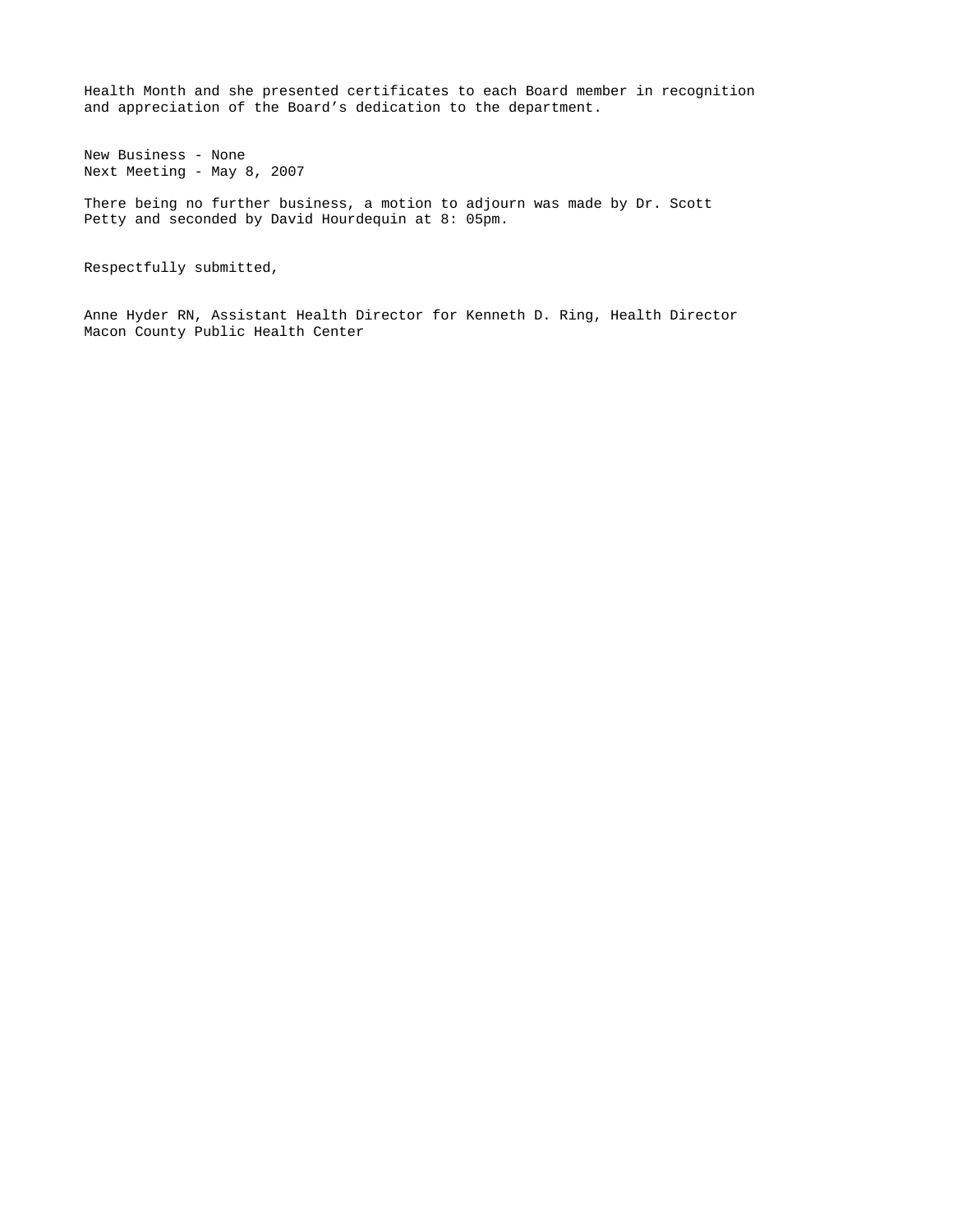Health Month and she presented certificates to each Board member in recognition and appreciation of the Board's dedication to the department.

New Business - None
Next Meeting - May 8, 2007

There being no further business, a motion to adjourn was made by Dr. Scott Petty and seconded by David Hourdequin at 8: 05pm.

Respectfully submitted,

Anne Hyder RN, Assistant Health Director for Kenneth D. Ring, Health Director
Macon County Public Health Center